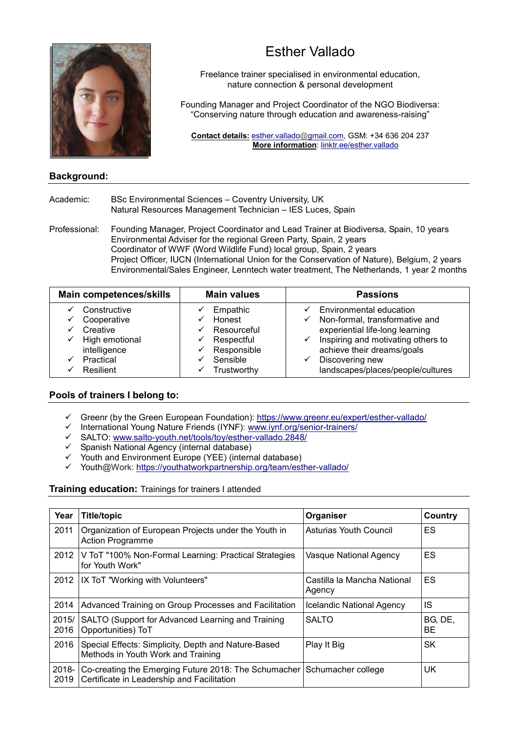# Esther Vallado

Freelance trainer specialised in environmental education, nature connection & personal development

Founding Manager and Project Coordinator of the NGO Biodiversa: "Conserving nature through education and awareness-raising"

**Contact details:** esther.vallado@gmail.com, GSM: +34 636 204 237
**More information**: linktr.ee/esther.vallado

## Background:

Academic:
- BSc Environmental Sciences – Coventry University, UK
- Natural Resources Management Technician – IES Luces, Spain

Professional:
- Founding Manager, Project Coordinator and Lead Trainer at Biodiversa, Spain, 10 years
- Environmental Adviser for the regional Green Party, Spain, 2 years
- Coordinator of WWF (Word Wildlife Fund) local group, Spain, 2 years
- Project Officer, IUCN (International Union for the Conservation of Nature), Belgium, 2 years
- Environmental/Sales Engineer, Lenntech water treatment, The Netherlands, 1 year 2 months

| Main competences/skills | Main values | Passions |
|---|---|---|
| ✓ Constructive<br>✓ Cooperative<br>✓ Creative<br>✓ High emotional intelligence<br>✓ Practical<br>✓ Resilient | ✓ Empathic<br>✓ Honest<br>✓ Resourceful<br>✓ Respectful<br>✓ Responsible<br>✓ Sensible<br>✓ Trustworthy | ✓ Environmental education<br>✓ Non-formal, transformative and experiential life-long learning<br>✓ Inspiring and motivating others to achieve their dreams/goals<br>✓ Discovering new landscapes/places/people/cultures |

## Pools of trainers I belong to:

- ✓ Greenr (by the Green European Foundation): https://www.greenr.eu/expert/esther-vallado/
- ✓ International Young Nature Friends (IYNF): www.iynf.org/senior-trainers/
- ✓ SALTO: www.salto-youth.net/tools/toy/esther-vallado.2848/
- ✓ Spanish National Agency (internal database)
- ✓ Youth and Environment Europe (YEE) (internal database)
- ✓ Youth@Work: https://youthatworkpartnership.org/team/esther-vallado/

## Training education: Trainings for trainers I attended

| Year | Title/topic | Organiser | Country |
|---|---|---|---|
| 2011 | Organization of European Projects under the Youth in Action Programme | Asturias Youth Council | ES |
| 2012 | V ToT "100% Non-Formal Learning: Practical Strategies for Youth Work" | Vasque National Agency | ES |
| 2012 | IX ToT "Working with Volunteers" | Castilla la Mancha National Agency | ES |
| 2014 | Advanced Training on Group Processes and Facilitation | Icelandic National Agency | IS |
| 2015/ 2016 | SALTO (Support for Advanced Learning and Training Opportunities) ToT | SALTO | BG, DE, BE |
| 2016 | Special Effects: Simplicity, Depth and Nature-Based Methods in Youth Work and Training | Play It Big | SK |
| 2018-2019 | Co-creating the Emerging Future 2018: The Schumacher Certificate in Leadership and Facilitation | Schumacher college | UK |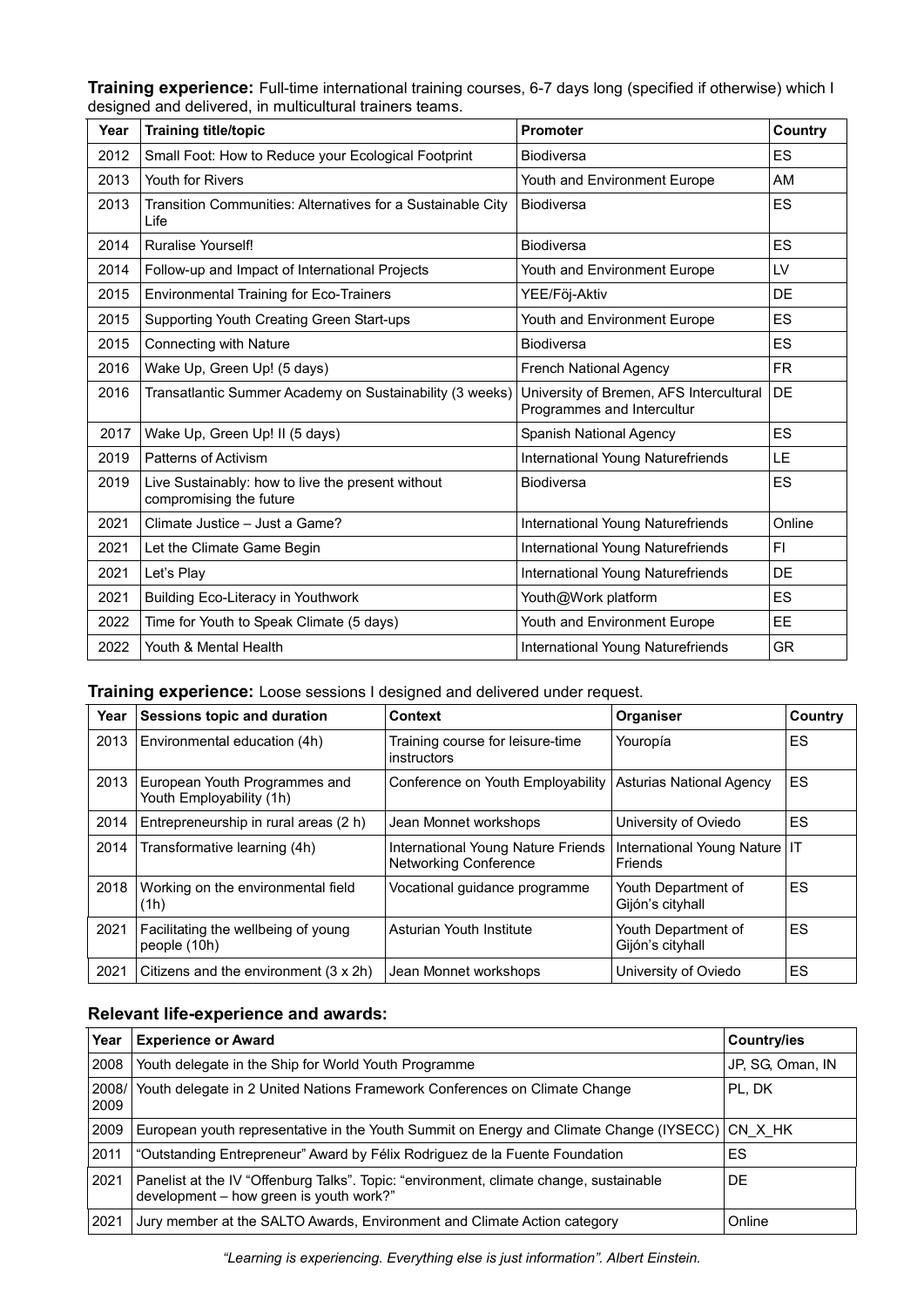**Training experience:** Full-time international training courses, 6-7 days long (specified if otherwise) which I designed and delivered, in multicultural trainers teams.

| Year | Training title/topic | Promoter | Country |
|---|---|---|---|
| 2012 | Small Foot: How to Reduce your Ecological Footprint | Biodiversa | ES |
| 2013 | Youth for Rivers | Youth and Environment Europe | AM |
| 2013 | Transition Communities: Alternatives for a Sustainable City Life | Biodiversa | ES |
| 2014 | Ruralise Yourself! | Biodiversa | ES |
| 2014 | Follow-up and Impact of International Projects | Youth and Environment Europe | LV |
| 2015 | Environmental Training for Eco-Trainers | YEE/Föj-Aktiv | DE |
| 2015 | Supporting Youth Creating Green Start-ups | Youth and Environment Europe | ES |
| 2015 | Connecting with Nature | Biodiversa | ES |
| 2016 | Wake Up, Green Up! (5 days) | French National Agency | FR |
| 2016 | Transatlantic Summer Academy on Sustainability (3 weeks) | University of Bremen, AFS Intercultural Programmes and Intercultur | DE |
| 2017 | Wake Up, Green Up! II (5 days) | Spanish National Agency | ES |
| 2019 | Patterns of Activism | International Young Naturefriends | LE |
| 2019 | Live Sustainably: how to live the present without compromising the future | Biodiversa | ES |
| 2021 | Climate Justice – Just a Game? | International Young Naturefriends | Online |
| 2021 | Let the Climate Game Begin | International Young Naturefriends | FI |
| 2021 | Let's Play | International Young Naturefriends | DE |
| 2021 | Building Eco-Literacy in Youthwork | Youth@Work platform | ES |
| 2022 | Time for Youth to Speak Climate (5 days) | Youth and Environment Europe | EE |
| 2022 | Youth & Mental Health | International Young Naturefriends | GR |

**Training experience:** Loose sessions I designed and delivered under request.

| Year | Sessions topic and duration | Context | Organiser | Country |
|---|---|---|---|---|
| 2013 | Environmental education (4h) | Training course for leisure-time instructors | Youropía | ES |
| 2013 | European Youth Programmes and Youth Employability (1h) | Conference on Youth Employability | Asturias National Agency | ES |
| 2014 | Entrepreneurship in rural areas (2 h) | Jean Monnet workshops | University of Oviedo | ES |
| 2014 | Transformative learning (4h) | International Young Nature Friends Networking Conference | International Young Nature Friends | IT |
| 2018 | Working on the environmental field (1h) | Vocational guidance programme | Youth Department of Gijón's cityhall | ES |
| 2021 | Facilitating the wellbeing of young people (10h) | Asturian Youth Institute | Youth Department of Gijón's cityhall | ES |
| 2021 | Citizens and the environment (3 x 2h) | Jean Monnet workshops | University of Oviedo | ES |

## Relevant life-experience and awards:

| Year | Experience or Award | Country/ies |
|---|---|---|
| 2008 | Youth delegate in the Ship for World Youth Programme | JP, SG, Oman, IN |
| 2008/2009 | Youth delegate in 2 United Nations Framework Conferences on Climate Change | PL, DK |
| 2009 | European youth representative in the Youth Summit on Energy and Climate Change (IYSECC) | CN_X_HK |
| 2011 | "Outstanding Entrepreneur" Award by Félix Rodriguez de la Fuente Foundation | ES |
| 2021 | Panelist at the IV "Offenburg Talks". Topic: "environment, climate change, sustainable development – how green is youth work?" | DE |
| 2021 | Jury member at the SALTO Awards, Environment and Climate Action category | Online |

*"Learning is experiencing. Everything else is just information". Albert Einstein.*